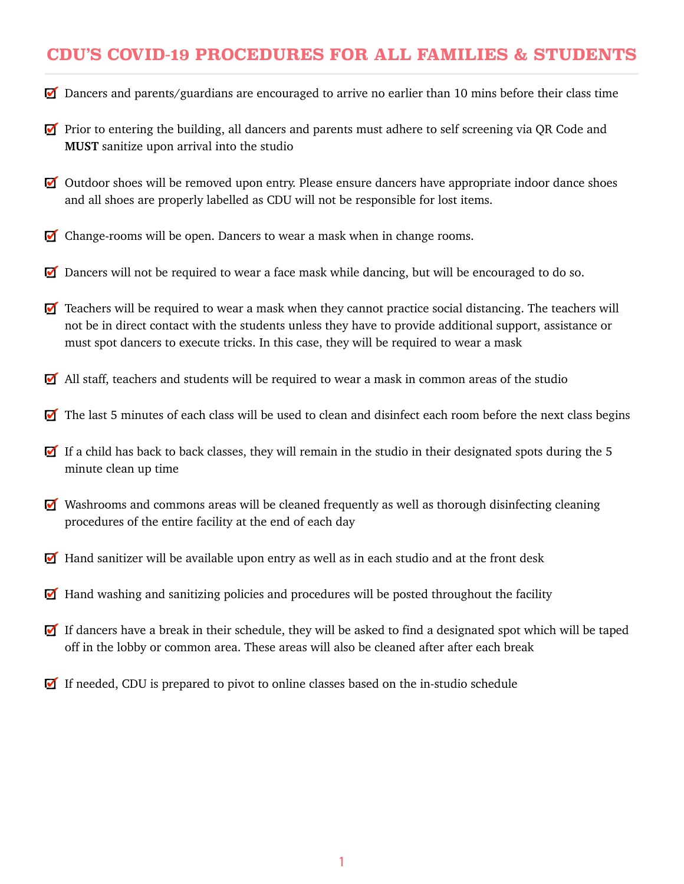# CDU'S COVID-19 PROCEDURES FOR ALL FAMILIES & STUDENTS

- Dancers and parents/guardians are encouraged to arrive no earlier than 10 mins before their class time
- Prior to entering the building, all dancers and parents must adhere to self screening via QR Code and **MUST** sanitize upon arrival into the studio
- Outdoor shoes will be removed upon entry. Please ensure dancers have appropriate indoor dance shoes and all shoes are properly labelled as CDU will not be responsible for lost items.
- Change-rooms will be open. Dancers to wear a mask when in change rooms.
- Dancers will not be required to wear a face mask while dancing, but will be encouraged to do so.
- Teachers will be required to wear a mask when they cannot practice social distancing. The teachers will not be in direct contact with the students unless they have to provide additional support, assistance or must spot dancers to execute tricks. In this case, they will be required to wear a mask
- All staff, teachers and students will be required to wear a mask in common areas of the studio
- The last 5 minutes of each class will be used to clean and disinfect each room before the next class begins
- If a child has back to back classes, they will remain in the studio in their designated spots during the 5 minute clean up time
- Washrooms and commons areas will be cleaned frequently as well as thorough disinfecting cleaning procedures of the entire facility at the end of each day
- Hand sanitizer will be available upon entry as well as in each studio and at the front desk
- Hand washing and sanitizing policies and procedures will be posted throughout the facility
- If dancers have a break in their schedule, they will be asked to find a designated spot which will be taped off in the lobby or common area. These areas will also be cleaned after after each break
- If needed, CDU is prepared to pivot to online classes based on the in-studio schedule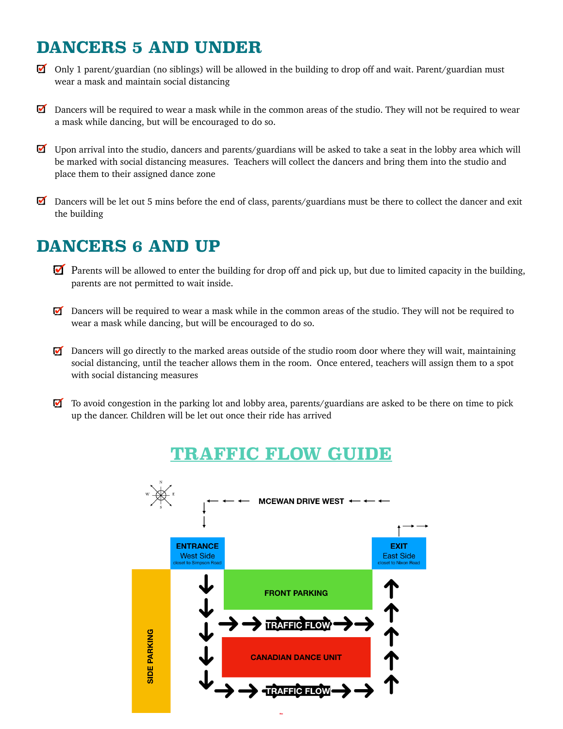## DANCERS 5 AND UNDER

- Only 1 parent/guardian (no siblings) will be allowed in the building to drop off and wait. Parent/guardian must wear a mask and maintain social distancing
- Dancers will be required to wear a mask while in the common areas of the studio. They will not be required to wear a mask while dancing, but will be encouraged to do so.
- Upon arrival into the studio, dancers and parents/guardians will be asked to take a seat in the lobby area which will be marked with social distancing measures. Teachers will collect the dancers and bring them into the studio and place them to their assigned dance zone
- Dancers will be let out 5 mins before the end of class, parents/guardians must be there to collect the dancer and exit the building

## DANCERS 6 AND UP

- Parents will be allowed to enter the building for drop off and pick up, but due to limited capacity in the building, parents are not permitted to wait inside.
- Dancers will be required to wear a mask while in the common areas of the studio. They will not be required to wear a mask while dancing, but will be encouraged to do so.
- Dancers will go directly to the marked areas outside of the studio room door where they will wait, maintaining social distancing, until the teacher allows them in the room. Once entered, teachers will assign them to a spot with social distancing measures
- To avoid congestion in the parking lot and lobby area, parents/guardians are asked to be there on time to pick up the dancer. Children will be let out once their ride has arrived

## TRAFFIC FLOW GUIDE

MCEWAN DRIVE WEST

ENTRANCE West Side closet to Simpson Road

EXIT East Side closet to Nixon Road

FRONT PARKING

TRAFFIC FLOW

CANADIAN DANCE UNIT

TRAFFIC FLOW

SIDE PARKING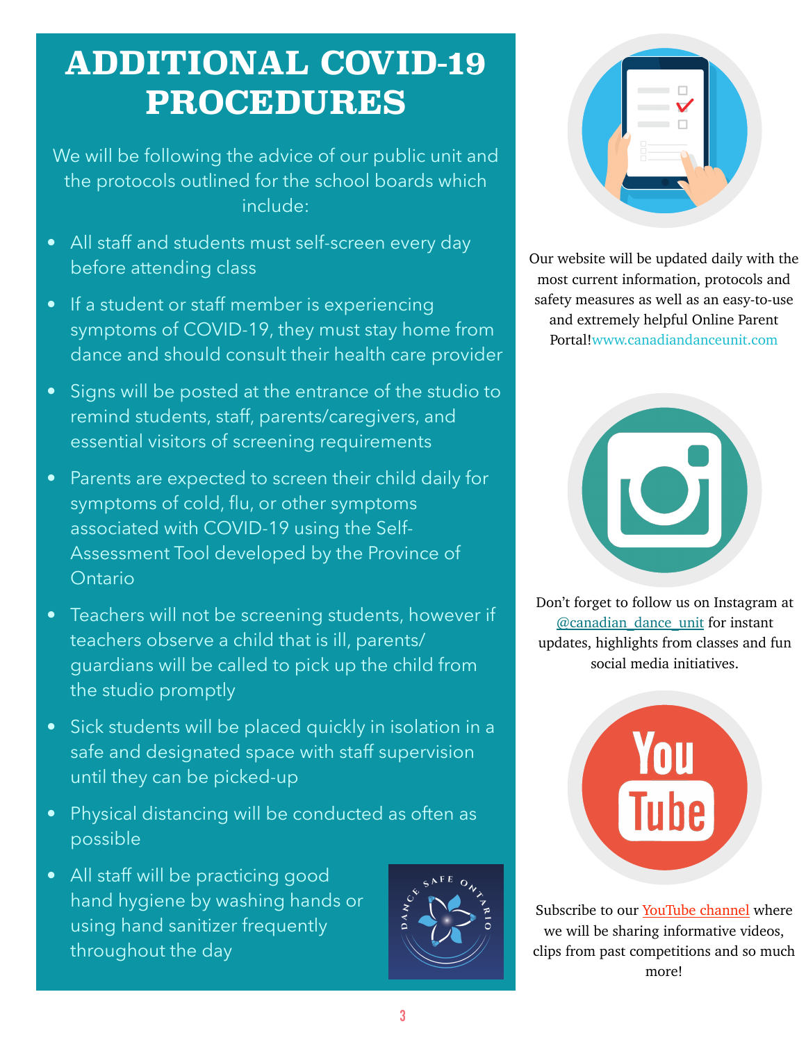# ADDITIONAL COVID-19 PROCEDURES

We will be following the advice of our public unit and the protocols outlined for the school boards which include:

- All staff and students must self-screen every day before attending class
- If a student or staff member is experiencing symptoms of COVID-19, they must stay home from dance and should consult their health care provider
- Signs will be posted at the entrance of the studio to remind students, staff, parents/caregivers, and essential visitors of screening requirements
- Parents are expected to screen their child daily for symptoms of cold, flu, or other symptoms associated with COVID-19 using the Self-Assessment Tool developed by the Province of Ontario
- Teachers will not be screening students, however if teachers observe a child that is ill, parents/guardians will be called to pick up the child from the studio promptly
- Sick students will be placed quickly in isolation in a safe and designated space with staff supervision until they can be picked-up
- Physical distancing will be conducted as often as possible
- All staff will be practicing good hand hygiene by washing hands or using hand sanitizer frequently throughout the day

DANCE SAFE ONTARIO

Our website will be updated daily with the most current information, protocols and safety measures as well as an easy-to-use and extremely helpful Online Parent Portal!www.canadiandanceunit.com

Don't forget to follow us on Instagram at @canadian_dance_unit for instant updates, highlights from classes and fun social media initiatives.

Subscribe to our YouTube channel where we will be sharing informative videos, clips from past competitions and so much more!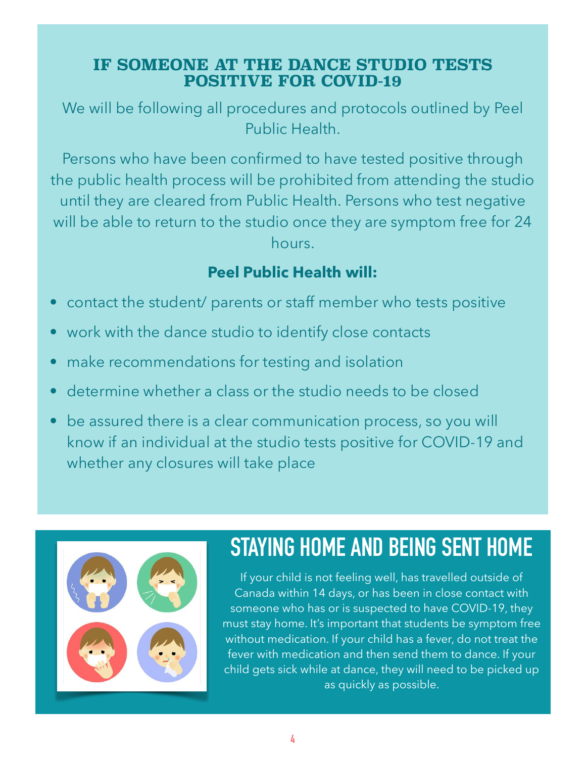## IF SOMEONE AT THE DANCE STUDIO TESTS POSITIVE FOR COVID-19

We will be following all procedures and protocols outlined by Peel Public Health.

Persons who have been confirmed to have tested positive through the public health process will be prohibited from attending the studio until they are cleared from Public Health. Persons who test negative will be able to return to the studio once they are symptom free for 24 hours.

**Peel Public Health will:**

- contact the student/ parents or staff member who tests positive
- work with the dance studio to identify close contacts
- make recommendations for testing and isolation
- determine whether a class or the studio needs to be closed
- be assured there is a clear communication process, so you will know if an individual at the studio tests positive for COVID-19 and whether any closures will take place

## STAYING HOME AND BEING SENT HOME

If your child is not feeling well, has travelled outside of Canada within 14 days, or has been in close contact with someone who has or is suspected to have COVID-19, they must stay home. It's important that students be symptom free without medication. If your child has a fever, do not treat the fever with medication and then send them to dance. If your child gets sick while at dance, they will need to be picked up as quickly as possible.